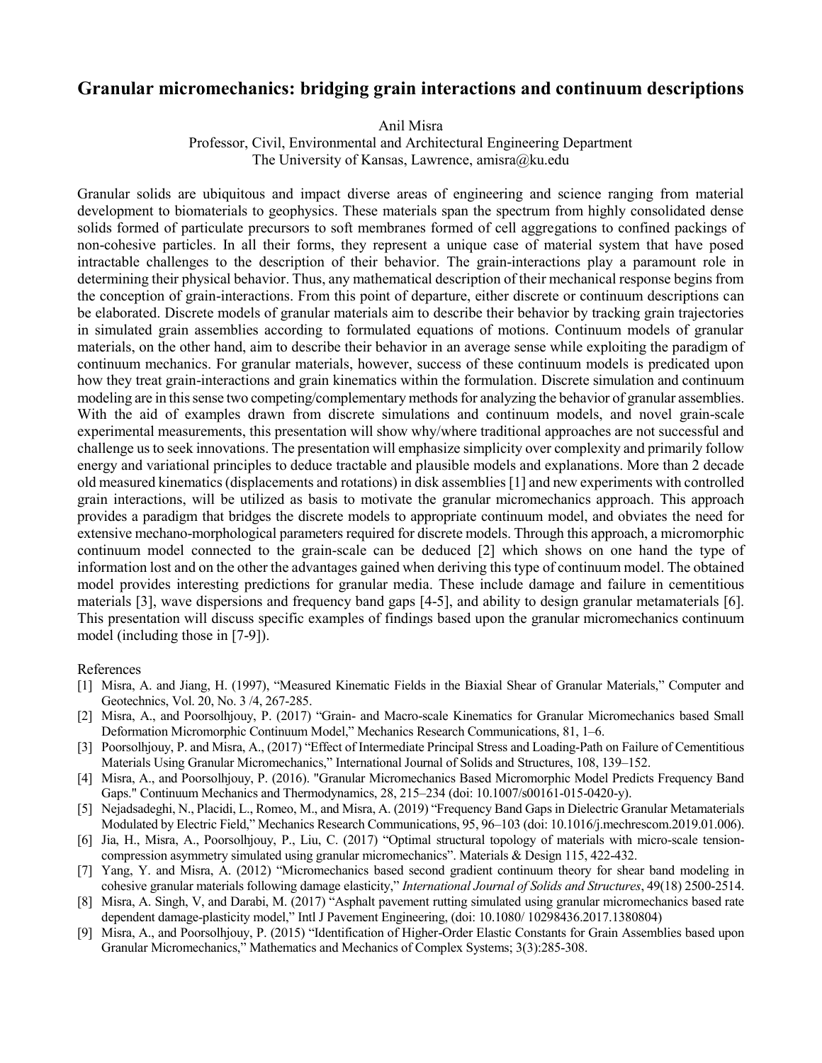# Granular micromechanics: bridging grain interactions and continuum descriptions

Anil Misra
Professor, Civil, Environmental and Architectural Engineering Department
The University of Kansas, Lawrence, amisra@ku.edu

Granular solids are ubiquitous and impact diverse areas of engineering and science ranging from material development to biomaterials to geophysics. These materials span the spectrum from highly consolidated dense solids formed of particulate precursors to soft membranes formed of cell aggregations to confined packings of non-cohesive particles. In all their forms, they represent a unique case of material system that have posed intractable challenges to the description of their behavior. The grain-interactions play a paramount role in determining their physical behavior. Thus, any mathematical description of their mechanical response begins from the conception of grain-interactions. From this point of departure, either discrete or continuum descriptions can be elaborated. Discrete models of granular materials aim to describe their behavior by tracking grain trajectories in simulated grain assemblies according to formulated equations of motions. Continuum models of granular materials, on the other hand, aim to describe their behavior in an average sense while exploiting the paradigm of continuum mechanics. For granular materials, however, success of these continuum models is predicated upon how they treat grain-interactions and grain kinematics within the formulation. Discrete simulation and continuum modeling are in this sense two competing/complementary methods for analyzing the behavior of granular assemblies. With the aid of examples drawn from discrete simulations and continuum models, and novel grain-scale experimental measurements, this presentation will show why/where traditional approaches are not successful and challenge us to seek innovations. The presentation will emphasize simplicity over complexity and primarily follow energy and variational principles to deduce tractable and plausible models and explanations. More than 2 decade old measured kinematics (displacements and rotations) in disk assemblies [1] and new experiments with controlled grain interactions, will be utilized as basis to motivate the granular micromechanics approach. This approach provides a paradigm that bridges the discrete models to appropriate continuum model, and obviates the need for extensive mechano-morphological parameters required for discrete models. Through this approach, a micromorphic continuum model connected to the grain-scale can be deduced [2] which shows on one hand the type of information lost and on the other the advantages gained when deriving this type of continuum model. The obtained model provides interesting predictions for granular media. These include damage and failure in cementitious materials [3], wave dispersions and frequency band gaps [4-5], and ability to design granular metamaterials [6]. This presentation will discuss specific examples of findings based upon the granular micromechanics continuum model (including those in [7-9]).

References

[1] Misra, A. and Jiang, H. (1997), "Measured Kinematic Fields in the Biaxial Shear of Granular Materials," Computer and Geotechnics, Vol. 20, No. 3 /4, 267-285.

[2] Misra, A., and Poorsolhjouy, P. (2017) "Grain- and Macro-scale Kinematics for Granular Micromechanics based Small Deformation Micromorphic Continuum Model," Mechanics Research Communications, 81, 1–6.

[3] Poorsolhjouy, P. and Misra, A., (2017) "Effect of Intermediate Principal Stress and Loading-Path on Failure of Cementitious Materials Using Granular Micromechanics," International Journal of Solids and Structures, 108, 139–152.

[4] Misra, A., and Poorsolhjouy, P. (2016). "Granular Micromechanics Based Micromorphic Model Predicts Frequency Band Gaps." Continuum Mechanics and Thermodynamics, 28, 215–234 (doi: 10.1007/s00161-015-0420-y).

[5] Nejadsadeghi, N., Placidi, L., Romeo, M., and Misra, A. (2019) "Frequency Band Gaps in Dielectric Granular Metamaterials Modulated by Electric Field," Mechanics Research Communications, 95, 96–103 (doi: 10.1016/j.mechrescom.2019.01.006).

[6] Jia, H., Misra, A., Poorsolhjouy, P., Liu, C. (2017) "Optimal structural topology of materials with micro-scale tension-compression asymmetry simulated using granular micromechanics". Materials & Design 115, 422-432.

[7] Yang, Y. and Misra, A. (2012) "Micromechanics based second gradient continuum theory for shear band modeling in cohesive granular materials following damage elasticity," *International Journal of Solids and Structures*, 49(18) 2500-2514.

[8] Misra, A. Singh, V, and Darabi, M. (2017) "Asphalt pavement rutting simulated using granular micromechanics based rate dependent damage-plasticity model," Intl J Pavement Engineering, (doi: 10.1080/ 10298436.2017.1380804)

[9] Misra, A., and Poorsolhjouy, P. (2015) "Identification of Higher-Order Elastic Constants for Grain Assemblies based upon Granular Micromechanics," Mathematics and Mechanics of Complex Systems; 3(3):285-308.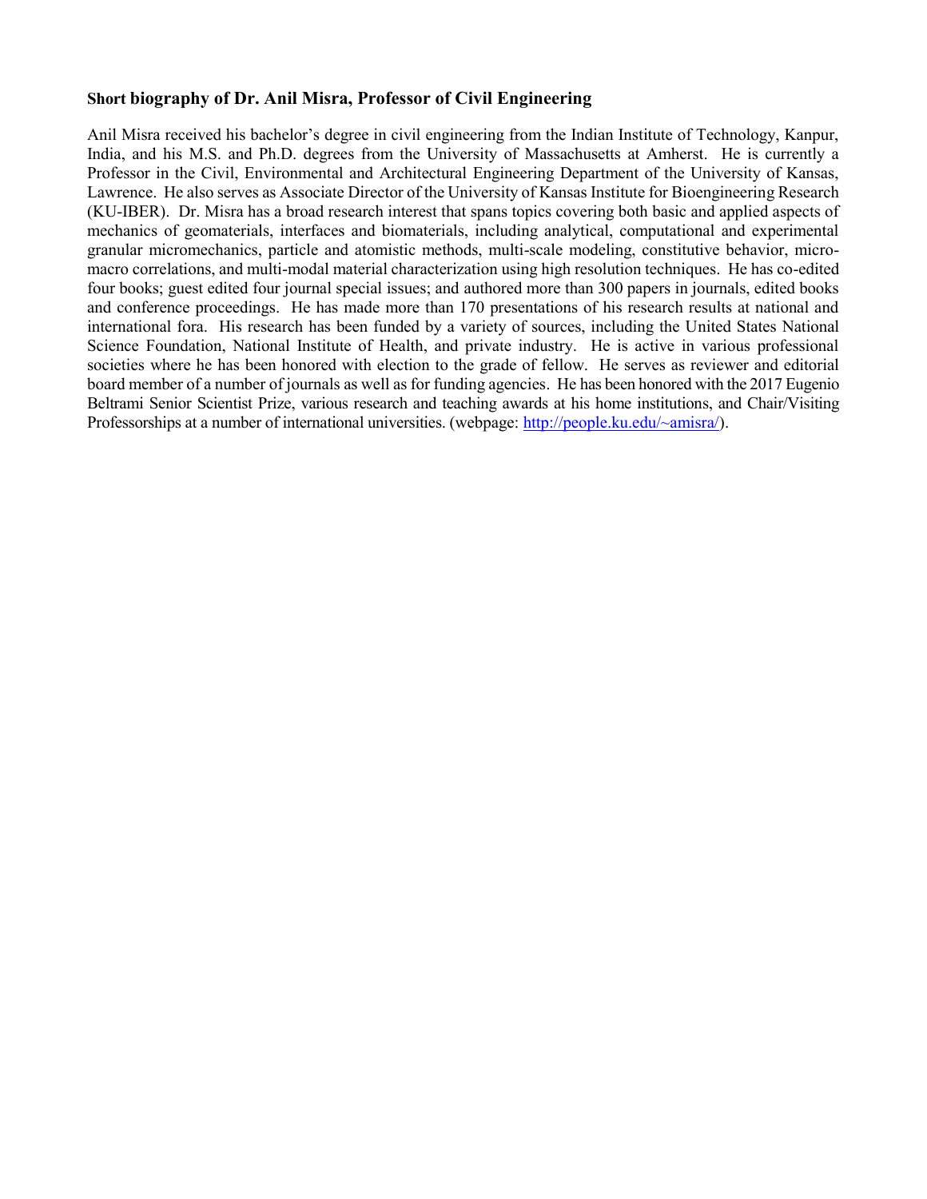**Short biography of Dr. Anil Misra, Professor of Civil Engineering**

Anil Misra received his bachelor's degree in civil engineering from the Indian Institute of Technology, Kanpur, India, and his M.S. and Ph.D. degrees from the University of Massachusetts at Amherst. He is currently a Professor in the Civil, Environmental and Architectural Engineering Department of the University of Kansas, Lawrence. He also serves as Associate Director of the University of Kansas Institute for Bioengineering Research (KU-IBER). Dr. Misra has a broad research interest that spans topics covering both basic and applied aspects of mechanics of geomaterials, interfaces and biomaterials, including analytical, computational and experimental granular micromechanics, particle and atomistic methods, multi-scale modeling, constitutive behavior, micro-macro correlations, and multi-modal material characterization using high resolution techniques. He has co-edited four books; guest edited four journal special issues; and authored more than 300 papers in journals, edited books and conference proceedings. He has made more than 170 presentations of his research results at national and international fora. His research has been funded by a variety of sources, including the United States National Science Foundation, National Institute of Health, and private industry. He is active in various professional societies where he has been honored with election to the grade of fellow. He serves as reviewer and editorial board member of a number of journals as well as for funding agencies. He has been honored with the 2017 Eugenio Beltrami Senior Scientist Prize, various research and teaching awards at his home institutions, and Chair/Visiting Professorships at a number of international universities. (webpage: [http://people.ku.edu/~amisra/](http://people.ku.edu/~amisra/)).